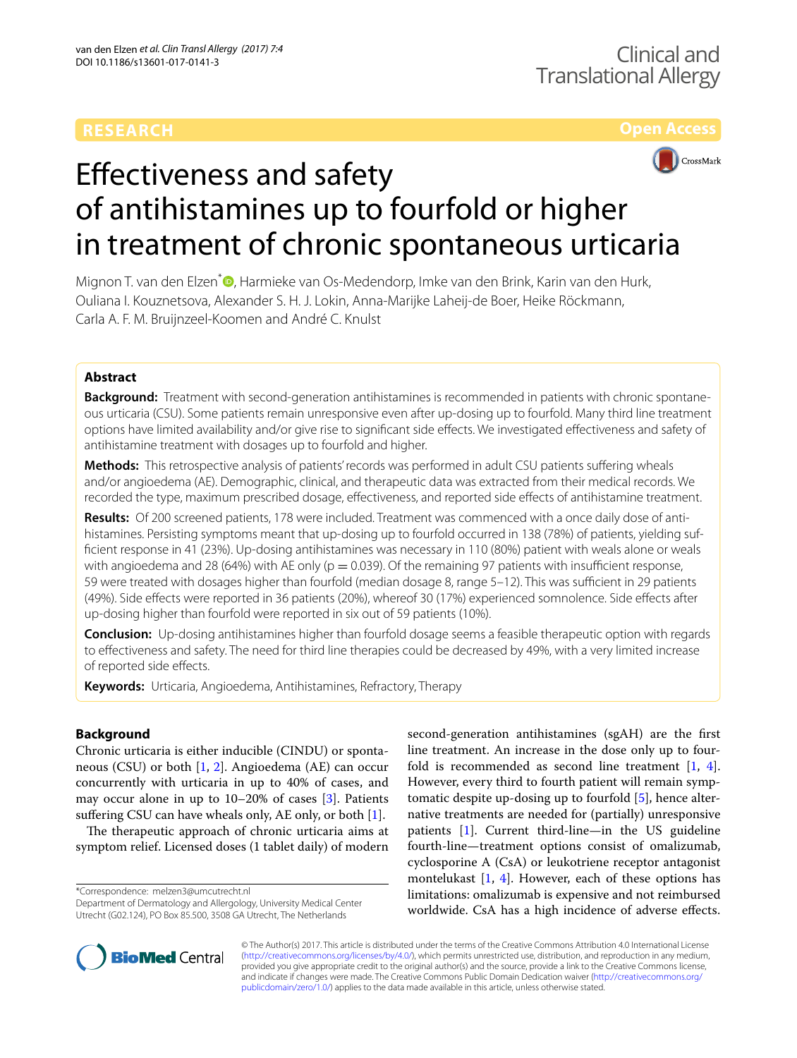RESEARCH

Open Access

# Effectiveness and safety of antihistamines up to fourfold or higher in treatment of chronic spontaneous urticaria

Mignon T. van den Elzen*, Harmieke van Os-Medendorp, Imke van den Brink, Karin van den Hurk, Ouliana I. Kouznetsova, Alexander S. H. J. Lokin, Anna-Marijke Laheij-de Boer, Heike Röckmann, Carla A. F. M. Bruijnzeel-Koomen and André C. Knulst

## Abstract

**Background:** Treatment with second-generation antihistamines is recommended in patients with chronic spontaneous urticaria (CSU). Some patients remain unresponsive even after up-dosing up to fourfold. Many third line treatment options have limited availability and/or give rise to significant side effects. We investigated effectiveness and safety of antihistamine treatment with dosages up to fourfold and higher.

**Methods:** This retrospective analysis of patients' records was performed in adult CSU patients suffering wheals and/or angioedema (AE). Demographic, clinical, and therapeutic data was extracted from their medical records. We recorded the type, maximum prescribed dosage, effectiveness, and reported side effects of antihistamine treatment.

**Results:** Of 200 screened patients, 178 were included. Treatment was commenced with a once daily dose of antihistamines. Persisting symptoms meant that up-dosing up to fourfold occurred in 138 (78%) of patients, yielding sufficient response in 41 (23%). Up-dosing antihistamines was necessary in 110 (80%) patient with weals alone or weals with angioedema and 28 (64%) with AE only ($p = 0.039$). Of the remaining 97 patients with insufficient response, 59 were treated with dosages higher than fourfold (median dosage 8, range 5–12). This was sufficient in 29 patients (49%). Side effects were reported in 36 patients (20%), whereof 30 (17%) experienced somnolence. Side effects after up-dosing higher than fourfold were reported in six out of 59 patients (10%).

**Conclusion:** Up-dosing antihistamines higher than fourfold dosage seems a feasible therapeutic option with regards to effectiveness and safety. The need for third line therapies could be decreased by 49%, with a very limited increase of reported side effects.

**Keywords:** Urticaria, Angioedema, Antihistamines, Refractory, Therapy

## Background

Chronic urticaria is either inducible (CINDU) or spontaneous (CSU) or both [1, 2]. Angioedema (AE) can occur concurrently with urticaria in up to 40% of cases, and may occur alone in up to 10–20% of cases [3]. Patients suffering CSU can have wheals only, AE only, or both [1].

The therapeutic approach of chronic urticaria aims at symptom relief. Licensed doses (1 tablet daily) of modern second-generation antihistamines (sgAH) are the first line treatment. An increase in the dose only up to fourfold is recommended as second line treatment [1, 4]. However, every third to fourth patient will remain symptomatic despite up-dosing up to fourfold [5], hence alternative treatments are needed for (partially) unresponsive patients [1]. Current third-line—in the US guideline fourth-line—treatment options consist of omalizumab, cyclosporine A (CsA) or leukotriene receptor antagonist montelukast [1, 4]. However, each of these options has limitations: omalizumab is expensive and not reimbursed worldwide. CsA has a high incidence of adverse effects.

*Correspondence: melzen3@umcutrecht.nl
Department of Dermatology and Allergology, University Medical Center Utrecht (G02.124), PO Box 85.500, 3508 GA Utrecht, The Netherlands

© The Author(s) 2017. This article is distributed under the terms of the Creative Commons Attribution 4.0 International License (http://creativecommons.org/licenses/by/4.0/), which permits unrestricted use, distribution, and reproduction in any medium, provided you give appropriate credit to the original author(s) and the source, provide a link to the Creative Commons license, and indicate if changes were made. The Creative Commons Public Domain Dedication waiver (http://creativecommons.org/publicdomain/zero/1.0/) applies to the data made available in this article, unless otherwise stated.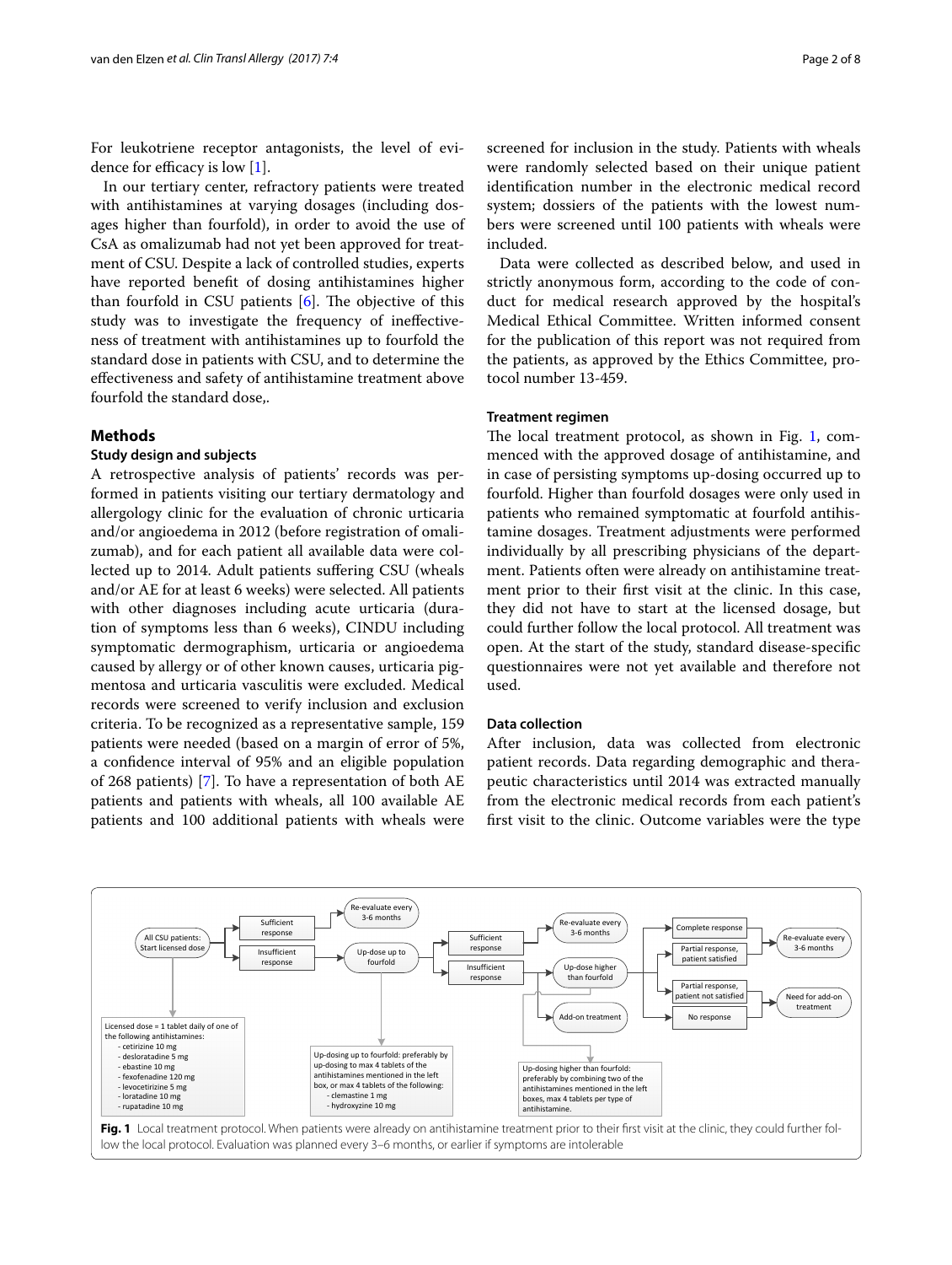For leukotriene receptor antagonists, the level of evidence for efficacy is low [1].

In our tertiary center, refractory patients were treated with antihistamines at varying dosages (including dosages higher than fourfold), in order to avoid the use of CsA as omalizumab had not yet been approved for treatment of CSU. Despite a lack of controlled studies, experts have reported benefit of dosing antihistamines higher than fourfold in CSU patients [6]. The objective of this study was to investigate the frequency of ineffectiveness of treatment with antihistamines up to fourfold the standard dose in patients with CSU, and to determine the effectiveness and safety of antihistamine treatment above fourfold the standard dose,.

## Methods

### Study design and subjects

A retrospective analysis of patients' records was performed in patients visiting our tertiary dermatology and allergology clinic for the evaluation of chronic urticaria and/or angioedema in 2012 (before registration of omalizumab), and for each patient all available data were collected up to 2014. Adult patients suffering CSU (wheals and/or AE for at least 6 weeks) were selected. All patients with other diagnoses including acute urticaria (duration of symptoms less than 6 weeks), CINDU including symptomatic dermographism, urticaria or angioedema caused by allergy or of other known causes, urticaria pigmentosa and urticaria vasculitis were excluded. Medical records were screened to verify inclusion and exclusion criteria. To be recognized as a representative sample, 159 patients were needed (based on a margin of error of 5%, a confidence interval of 95% and an eligible population of 268 patients) [7]. To have a representation of both AE patients and patients with wheals, all 100 available AE patients and 100 additional patients with wheals were screened for inclusion in the study. Patients with wheals were randomly selected based on their unique patient identification number in the electronic medical record system; dossiers of the patients with the lowest numbers were screened until 100 patients with wheals were included.

Data were collected as described below, and used in strictly anonymous form, according to the code of conduct for medical research approved by the hospital's Medical Ethical Committee. Written informed consent for the publication of this report was not required from the patients, as approved by the Ethics Committee, protocol number 13-459.

### Treatment regimen

The local treatment protocol, as shown in Fig. 1, commenced with the approved dosage of antihistamine, and in case of persisting symptoms up-dosing occurred up to fourfold. Higher than fourfold dosages were only used in patients who remained symptomatic at fourfold antihistamine dosages. Treatment adjustments were performed individually by all prescribing physicians of the department. Patients often were already on antihistamine treatment prior to their first visit at the clinic. In this case, they did not have to start at the licensed dosage, but could further follow the local protocol. All treatment was open. At the start of the study, standard disease-specific questionnaires were not yet available and therefore not used.

### Data collection

After inclusion, data was collected from electronic patient records. Data regarding demographic and therapeutic characteristics until 2014 was extracted manually from the electronic medical records from each patient's first visit to the clinic. Outcome variables were the type

All CSU patients: Start licensed dose → Sufficient response → Re-evaluate every 3-6 months; Insufficient response → Up-dose up to fourfold → Sufficient response → Re-evaluate every 3-6 months; Insufficient response → Up-dose higher than fourfold / Add-on treatment → Complete response / Partial response, patient satisfied → Re-evaluate every 3-6 months; Partial response, patient not satisfied / No response → Need for add-on treatment

Licensed dose = 1 tablet daily of one of the following antihistamines:
- cetirizine 10 mg
- desloratadine 5 mg
- ebastine 10 mg
- fexofenadine 120 mg
- levocetirizine 5 mg
- loratadine 10 mg
- rupatadine 10 mg

Up-dosing up to fourfold: preferably by up-dosing to max 4 tablets of the antihistamines mentioned in the left box, or max 4 tablets of the following:
- clemastine 1 mg
- hydroxyzine 10 mg

Up-dosing higher than fourfold: preferably by combining two of the antihistamines mentioned in the left boxes, max 4 tablets per type of antihistamine.

**Fig. 1** Local treatment protocol. When patients were already on antihistamine treatment prior to their first visit at the clinic, they could further follow the local protocol. Evaluation was planned every 3–6 months, or earlier if symptoms are intolerable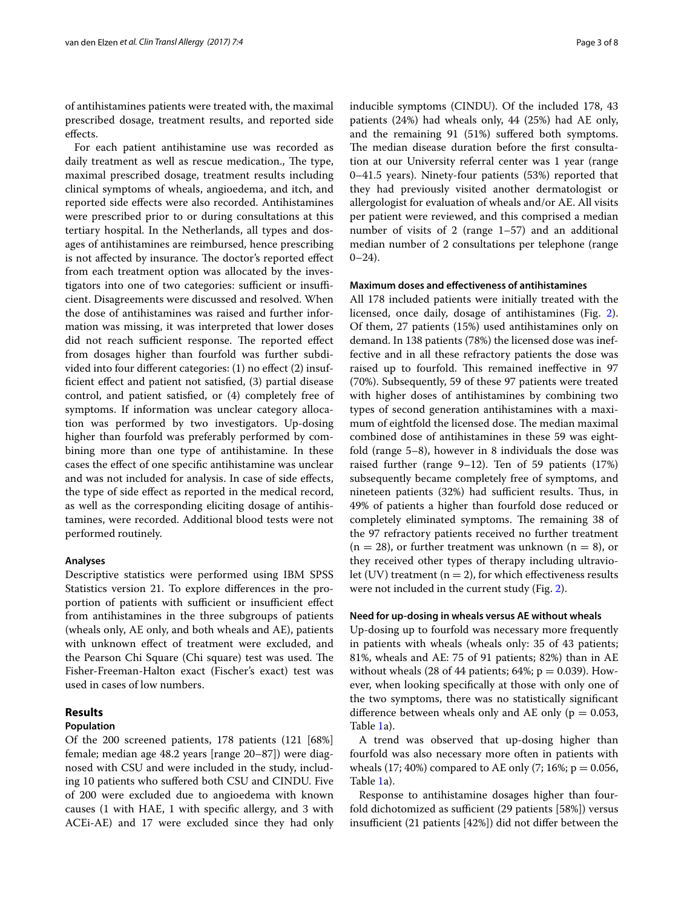of antihistamines patients were treated with, the maximal prescribed dosage, treatment results, and reported side effects.

For each patient antihistamine use was recorded as daily treatment as well as rescue medication., The type, maximal prescribed dosage, treatment results including clinical symptoms of wheals, angioedema, and itch, and reported side effects were also recorded. Antihistamines were prescribed prior to or during consultations at this tertiary hospital. In the Netherlands, all types and dosages of antihistamines are reimbursed, hence prescribing is not affected by insurance. The doctor's reported effect from each treatment option was allocated by the investigators into one of two categories: sufficient or insufficient. Disagreements were discussed and resolved. When the dose of antihistamines was raised and further information was missing, it was interpreted that lower doses did not reach sufficient response. The reported effect from dosages higher than fourfold was further subdivided into four different categories: (1) no effect (2) insufficient effect and patient not satisfied, (3) partial disease control, and patient satisfied, or (4) completely free of symptoms. If information was unclear category allocation was performed by two investigators. Up-dosing higher than fourfold was preferably performed by combining more than one type of antihistamine. In these cases the effect of one specific antihistamine was unclear and was not included for analysis. In case of side effects, the type of side effect as reported in the medical record, as well as the corresponding eliciting dosage of antihistamines, were recorded. Additional blood tests were not performed routinely.

### Analyses

Descriptive statistics were performed using IBM SPSS Statistics version 21. To explore differences in the proportion of patients with sufficient or insufficient effect from antihistamines in the three subgroups of patients (wheals only, AE only, and both wheals and AE), patients with unknown effect of treatment were excluded, and the Pearson Chi Square (Chi square) test was used. The Fisher-Freeman-Halton exact (Fischer's exact) test was used in cases of low numbers.

## Results

### Population

Of the 200 screened patients, 178 patients (121 [68%] female; median age 48.2 years [range 20–87]) were diagnosed with CSU and were included in the study, including 10 patients who suffered both CSU and CINDU. Five of 200 were excluded due to angioedema with known causes (1 with HAE, 1 with specific allergy, and 3 with ACEi-AE) and 17 were excluded since they had only inducible symptoms (CINDU). Of the included 178, 43 patients (24%) had wheals only, 44 (25%) had AE only, and the remaining 91 (51%) suffered both symptoms. The median disease duration before the first consultation at our University referral center was 1 year (range 0–41.5 years). Ninety-four patients (53%) reported that they had previously visited another dermatologist or allergologist for evaluation of wheals and/or AE. All visits per patient were reviewed, and this comprised a median number of visits of 2 (range 1–57) and an additional median number of 2 consultations per telephone (range 0–24).

### Maximum doses and effectiveness of antihistamines

All 178 included patients were initially treated with the licensed, once daily, dosage of antihistamines (Fig. 2). Of them, 27 patients (15%) used antihistamines only on demand. In 138 patients (78%) the licensed dose was ineffective and in all these refractory patients the dose was raised up to fourfold. This remained ineffective in 97 (70%). Subsequently, 59 of these 97 patients were treated with higher doses of antihistamines by combining two types of second generation antihistamines with a maximum of eightfold the licensed dose. The median maximal combined dose of antihistamines in these 59 was eightfold (range 5–8), however in 8 individuals the dose was raised further (range 9–12). Ten of 59 patients (17%) subsequently became completely free of symptoms, and nineteen patients (32%) had sufficient results. Thus, in 49% of patients a higher than fourfold dose reduced or completely eliminated symptoms. The remaining 38 of the 97 refractory patients received no further treatment ($n = 28$), or further treatment was unknown ($n = 8$), or they received other types of therapy including ultraviolet (UV) treatment ($n = 2$), for which effectiveness results were not included in the current study (Fig. 2).

### Need for up-dosing in wheals versus AE without wheals

Up-dosing up to fourfold was necessary more frequently in patients with wheals (wheals only: 35 of 43 patients; 81%, wheals and AE: 75 of 91 patients; 82%) than in AE without wheals (28 of 44 patients; 64%; $p = 0.039$). However, when looking specifically at those with only one of the two symptoms, there was no statistically significant difference between wheals only and AE only ($p = 0.053$, Table 1a).

A trend was observed that up-dosing higher than fourfold was also necessary more often in patients with wheals (17; 40%) compared to AE only (7; 16%; $p = 0.056$, Table 1a).

Response to antihistamine dosages higher than fourfold dichotomized as sufficient (29 patients [58%]) versus insufficient (21 patients [42%]) did not differ between the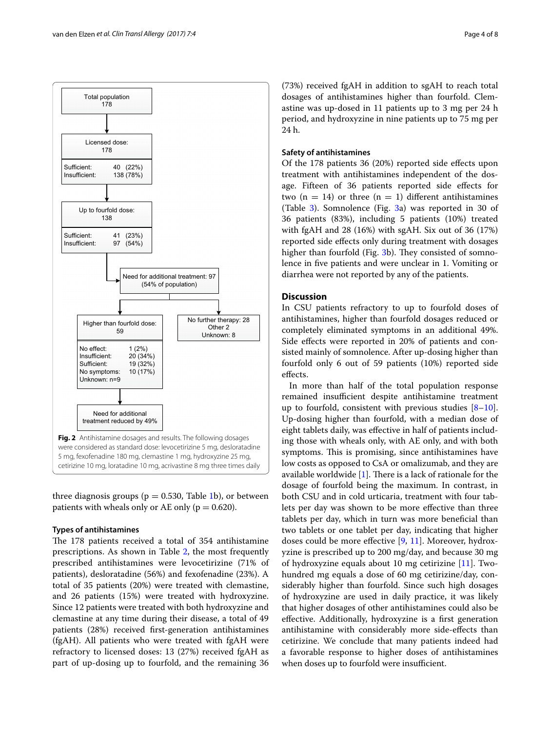Total population
178

Licensed dose:
178

Sufficient: 40 (22%)
Insufficient: 138 (78%)

Up to fourfold dose:
138

Sufficient: 41 (23%)
Insufficient: 97 (54%)

Need for additional treatment: 97
(54% of population)

Higher than fourfold dose:
59

No effect: 1 (2%)
Insufficient: 20 (34%)
Sufficient: 19 (32%)
No symptoms: 10 (17%)
Unknown: n=9

No further therapy: 28
Other 2
Unknown: 8

Need for additional
treatment reduced by 49%

**Fig. 2** Antihistamine dosages and results. The following dosages were considered as standard dose: levocetirizine 5 mg, desloratadine 5 mg, fexofenadine 180 mg, clemastine 1 mg, hydroxyzine 25 mg, cetirizine 10 mg, loratadine 10 mg, acrivastine 8 mg three times daily

three diagnosis groups (p = 0.530, Table 1b), or between patients with wheals only or AE only (p = 0.620).

### Types of antihistamines

The 178 patients received a total of 354 antihistamine prescriptions. As shown in Table 2, the most frequently prescribed antihistamines were levocetirizine (71% of patients), desloratadine (56%) and fexofenadine (23%). A total of 35 patients (20%) were treated with clemastine, and 26 patients (15%) were treated with hydroxyzine. Since 12 patients were treated with both hydroxyzine and clemastine at any time during their disease, a total of 49 patients (28%) received first-generation antihistamines (fgAH). All patients who were treated with fgAH were refractory to licensed doses: 13 (27%) received fgAH as part of up-dosing up to fourfold, and the remaining 36 (73%) received fgAH in addition to sgAH to reach total dosages of antihistamines higher than fourfold. Clemastine was up-dosed in 11 patients up to 3 mg per 24 h period, and hydroxyzine in nine patients up to 75 mg per 24 h.

### Safety of antihistamines

Of the 178 patients 36 (20%) reported side effects upon treatment with antihistamines independent of the dosage. Fifteen of 36 patients reported side effects for two (n = 14) or three (n = 1) different antihistamines (Table 3). Somnolence (Fig. 3a) was reported in 30 of 36 patients (83%), including 5 patients (10%) treated with fgAH and 28 (16%) with sgAH. Six out of 36 (17%) reported side effects only during treatment with dosages higher than fourfold (Fig. 3b). They consisted of somnolence in five patients and were unclear in 1. Vomiting or diarrhea were not reported by any of the patients.

## Discussion

In CSU patients refractory to up to fourfold doses of antihistamines, higher than fourfold dosages reduced or completely eliminated symptoms in an additional 49%. Side effects were reported in 20% of patients and consisted mainly of somnolence. After up-dosing higher than fourfold only 6 out of 59 patients (10%) reported side effects.

In more than half of the total population response remained insufficient despite antihistamine treatment up to fourfold, consistent with previous studies [8–10]. Up-dosing higher than fourfold, with a median dose of eight tablets daily, was effective in half of patients including those with wheals only, with AE only, and with both symptoms. This is promising, since antihistamines have low costs as opposed to CsA or omalizumab, and they are available worldwide [1]. There is a lack of rationale for the dosage of fourfold being the maximum. In contrast, in both CSU and in cold urticaria, treatment with four tablets per day was shown to be more effective than three tablets per day, which in turn was more beneficial than two tablets or one tablet per day, indicating that higher doses could be more effective [9, 11]. Moreover, hydroxyzine is prescribed up to 200 mg/day, and because 30 mg of hydroxyzine equals about 10 mg cetirizine [11]. Two-hundred mg equals a dose of 60 mg cetirizine/day, considerably higher than fourfold. Since such high dosages of hydroxyzine are used in daily practice, it was likely that higher dosages of other antihistamines could also be effective. Additionally, hydroxyzine is a first generation antihistamine with considerably more side-effects than cetirizine. We conclude that many patients indeed had a favorable response to higher doses of antihistamines when doses up to fourfold were insufficient.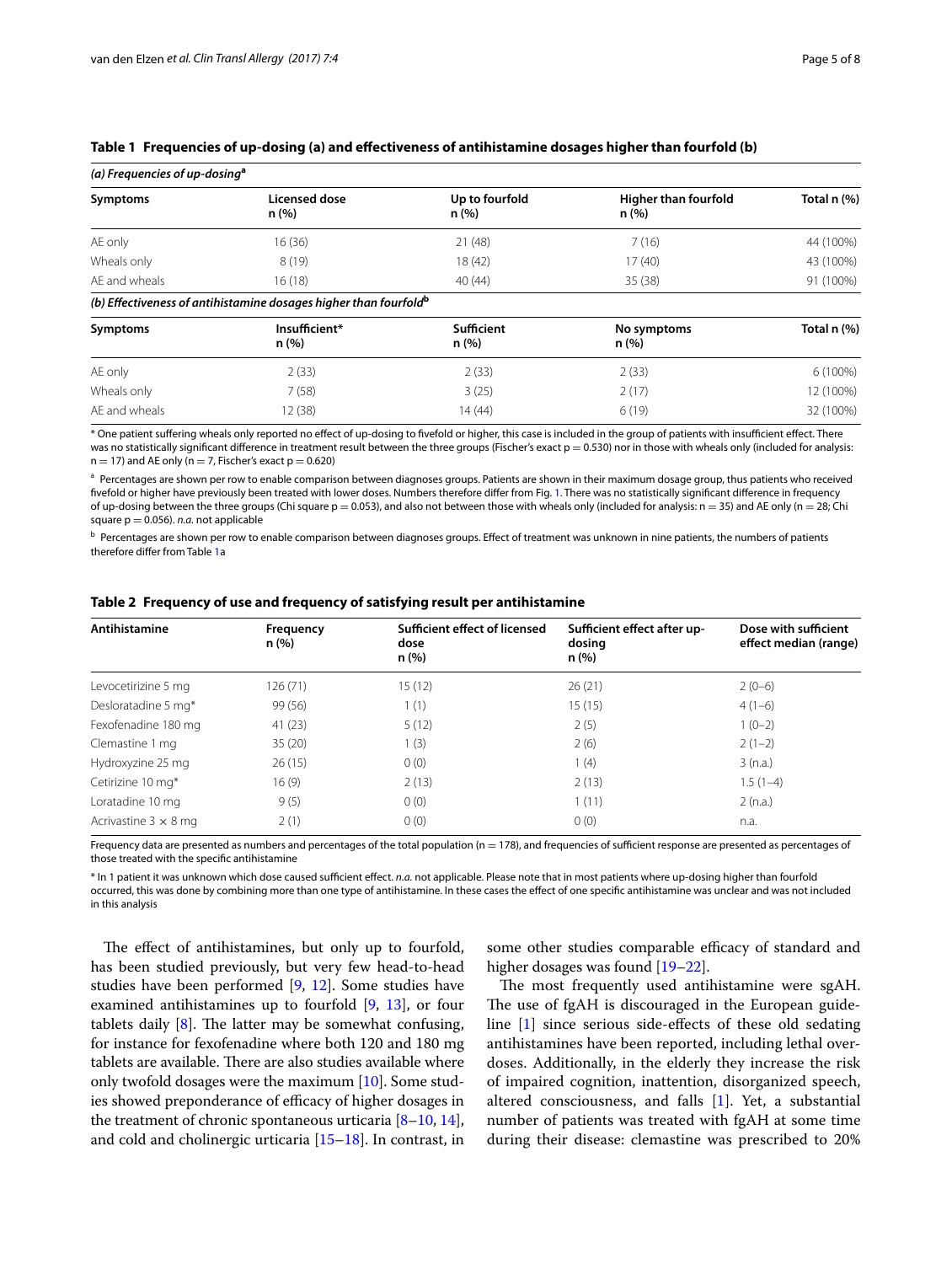**Table 1 Frequencies of up-dosing (a) and effectiveness of antihistamine dosages higher than fourfold (b)**

*(a) Frequencies of up-dosing*[a]

| Symptoms | Licensed dose n (%) | Up to fourfold n (%) | Higher than fourfold n (%) | Total n (%) |
|---|---|---|---|---|
| AE only | 16 (36) | 21 (48) | 7 (16) | 44 (100%) |
| Wheals only | 8 (19) | 18 (42) | 17 (40) | 43 (100%) |
| AE and wheals | 16 (18) | 40 (44) | 35 (38) | 91 (100%) |

*(b) Effectiveness of antihistamine dosages higher than fourfold*[b]

| Symptoms | Insufficient* n (%) | Sufficient n (%) | No symptoms n (%) | Total n (%) |
|---|---|---|---|---|
| AE only | 2 (33) | 2 (33) | 2 (33) | 6 (100%) |
| Wheals only | 7 (58) | 3 (25) | 2 (17) | 12 (100%) |
| AE and wheals | 12 (38) | 14 (44) | 6 (19) | 32 (100%) |

\* One patient suffering wheals only reported no effect of up-dosing to fivefold or higher, this case is included in the group of patients with insufficient effect. There was no statistically significant difference in treatment result between the three groups (Fischer's exact $p = 0.530$) nor in those with wheals only (included for analysis: $n = 17$) and AE only ($n = 7$, Fischer's exact $p = 0.620$)

[a] Percentages are shown per row to enable comparison between diagnoses groups. Patients are shown in their maximum dosage group, thus patients who received fivefold or higher have previously been treated with lower doses. Numbers therefore differ from Fig. 1. There was no statistically significant difference in frequency of up-dosing between the three groups (Chi square $p = 0.053$), and also not between those with wheals only (included for analysis: $n = 35$) and AE only ($n = 28$; Chi square $p = 0.056$). *n.a.* not applicable

[b] Percentages are shown per row to enable comparison between diagnoses groups. Effect of treatment was unknown in nine patients, the numbers of patients therefore differ from Table 1a

**Table 2 Frequency of use and frequency of satisfying result per antihistamine**

| Antihistamine | Frequency n (%) | Sufficient effect of licensed dose n (%) | Sufficient effect after up-dosing n (%) | Dose with sufficient effect median (range) |
|---|---|---|---|---|
| Levocetirizine 5 mg | 126 (71) | 15 (12) | 26 (21) | 2 (0–6) |
| Desloratadine 5 mg* | 99 (56) | 1 (1) | 15 (15) | 4 (1–6) |
| Fexofenadine 180 mg | 41 (23) | 5 (12) | 2 (5) | 1 (0–2) |
| Clemastine 1 mg | 35 (20) | 1 (3) | 2 (6) | 2 (1–2) |
| Hydroxyzine 25 mg | 26 (15) | 0 (0) | 1 (4) | 3 (n.a.) |
| Cetirizine 10 mg* | 16 (9) | 2 (13) | 2 (13) | 1.5 (1–4) |
| Loratadine 10 mg | 9 (5) | 0 (0) | 1 (11) | 2 (n.a.) |
| Acrivastine 3 × 8 mg | 2 (1) | 0 (0) | 0 (0) | n.a. |

Frequency data are presented as numbers and percentages of the total population ($n = 178$), and frequencies of sufficient response are presented as percentages of those treated with the specific antihistamine

\* In 1 patient it was unknown which dose caused sufficient effect. *n.a.* not applicable. Please note that in most patients where up-dosing higher than fourfold occurred, this was done by combining more than one type of antihistamine. In these cases the effect of one specific antihistamine was unclear and was not included in this analysis

The effect of antihistamines, but only up to fourfold, has been studied previously, but very few head-to-head studies have been performed [9, 12]. Some studies have examined antihistamines up to fourfold [9, 13], or four tablets daily [8]. The latter may be somewhat confusing, for instance for fexofenadine where both 120 and 180 mg tablets are available. There are also studies available where only twofold dosages were the maximum [10]. Some studies showed preponderance of efficacy of higher dosages in the treatment of chronic spontaneous urticaria [8–10, 14], and cold and cholinergic urticaria [15–18]. In contrast, in some other studies comparable efficacy of standard and higher dosages was found [19–22].

The most frequently used antihistamine were sgAH. The use of fgAH is discouraged in the European guideline [1] since serious side-effects of these old sedating antihistamines have been reported, including lethal overdoses. Additionally, in the elderly they increase the risk of impaired cognition, inattention, disorganized speech, altered consciousness, and falls [1]. Yet, a substantial number of patients was treated with fgAH at some time during their disease: clemastine was prescribed to 20%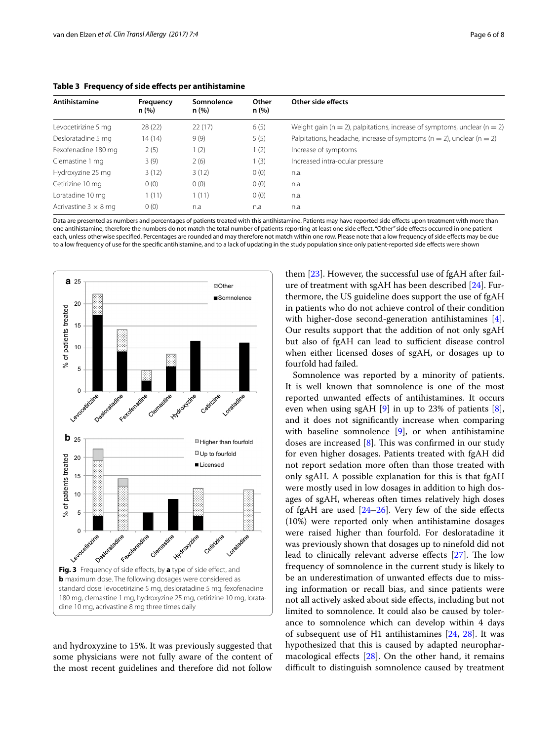**Table 3 Frequency of side effects per antihistamine**

| Antihistamine | Frequency n (%) | Somnolence n (%) | Other n (%) | Other side effects |
|---|---|---|---|---|
| Levocetirizine 5 mg | 28 (22) | 22 (17) | 6 (5) | Weight gain (n = 2), palpitations, increase of symptoms, unclear (n = 2) |
| Desloratadine 5 mg | 14 (14) | 9 (9) | 5 (5) | Palpitations, headache, increase of symptoms (n = 2), unclear (n = 2) |
| Fexofenadine 180 mg | 2 (5) | 1 (2) | 1 (2) | Increase of symptoms |
| Clemastine 1 mg | 3 (9) | 2 (6) | 1 (3) | Increased intra-ocular pressure |
| Hydroxyzine 25 mg | 3 (12) | 3 (12) | 0 (0) | n.a. |
| Cetirizine 10 mg | 0 (0) | 0 (0) | 0 (0) | n.a. |
| Loratadine 10 mg | 1 (11) | 1 (11) | 0 (0) | n.a. |
| Acrivastine 3 × 8 mg | 0 (0) | n.a | n.a | n.a. |

Data are presented as numbers and percentages of patients treated with this antihistamine. Patients may have reported side effects upon treatment with more than one antihistamine, therefore the numbers do not match the total number of patients reporting at least one side effect. "Other" side effects occurred in one patient each, unless otherwise specified. Percentages are rounded and may therefore not match within one row. Please note that a low frequency of side effects may be due to a low frequency of use for the specific antihistamine, and to a lack of updating in the study population since only patient-reported side effects were shown

**Fig. 3** Frequency of side effects, by **a** type of side effect, and **b** maximum dose. The following dosages were considered as standard dose: levocetirizine 5 mg, desloratadine 5 mg, fexofenadine 180 mg, clemastine 1 mg, hydroxyzine 25 mg, cetirizine 10 mg, loratadine 10 mg, acrivastine 8 mg three times daily

and hydroxyzine to 15%. It was previously suggested that some physicians were not fully aware of the content of the most recent guidelines and therefore did not follow them [23]. However, the successful use of fgAH after failure of treatment with sgAH has been described [24]. Furthermore, the US guideline does support the use of fgAH in patients who do not achieve control of their condition with higher-dose second-generation antihistamines [4]. Our results support that the addition of not only sgAH but also of fgAH can lead to sufficient disease control when either licensed doses of sgAH, or dosages up to fourfold had failed.

Somnolence was reported by a minority of patients. It is well known that somnolence is one of the most reported unwanted effects of antihistamines. It occurs even when using sgAH [9] in up to 23% of patients [8], and it does not significantly increase when comparing with baseline somnolence [9], or when antihistamine doses are increased [8]. This was confirmed in our study for even higher dosages. Patients treated with fgAH did not report sedation more often than those treated with only sgAH. A possible explanation for this is that fgAH were mostly used in low dosages in addition to high dosages of sgAH, whereas often times relatively high doses of fgAH are used [24–26]. Very few of the side effects (10%) were reported only when antihistamine dosages were raised higher than fourfold. For desloratadine it was previously shown that dosages up to ninefold did not lead to clinically relevant adverse effects [27]. The low frequency of somnolence in the current study is likely to be an underestimation of unwanted effects due to missing information or recall bias, and since patients were not all actively asked about side effects, including but not limited to somnolence. It could also be caused by tolerance to somnolence which can develop within 4 days of subsequent use of H1 antihistamines [24, 28]. It was hypothesized that this is caused by adapted neuropharmacological effects [28]. On the other hand, it remains difficult to distinguish somnolence caused by treatment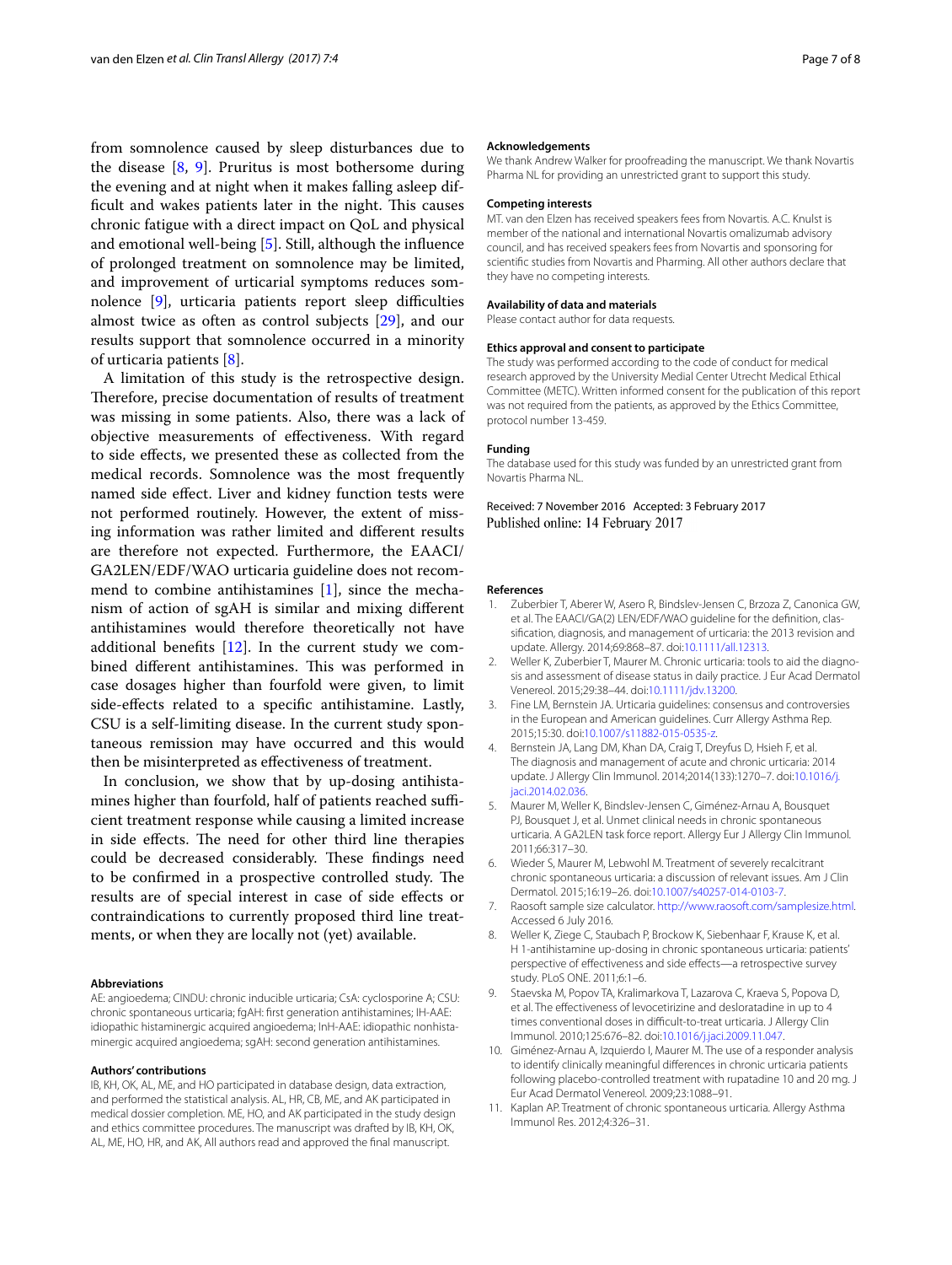from somnolence caused by sleep disturbances due to the disease [8, 9]. Pruritus is most bothersome during the evening and at night when it makes falling asleep difficult and wakes patients later in the night. This causes chronic fatigue with a direct impact on QoL and physical and emotional well-being [5]. Still, although the influence of prolonged treatment on somnolence may be limited, and improvement of urticarial symptoms reduces somnolence [9], urticaria patients report sleep difficulties almost twice as often as control subjects [29], and our results support that somnolence occurred in a minority of urticaria patients [8].

A limitation of this study is the retrospective design. Therefore, precise documentation of results of treatment was missing in some patients. Also, there was a lack of objective measurements of effectiveness. With regard to side effects, we presented these as collected from the medical records. Somnolence was the most frequently named side effect. Liver and kidney function tests were not performed routinely. However, the extent of missing information was rather limited and different results are therefore not expected. Furthermore, the EAACI/GA2LEN/EDF/WAO urticaria guideline does not recommend to combine antihistamines [1], since the mechanism of action of sgAH is similar and mixing different antihistamines would therefore theoretically not have additional benefits [12]. In the current study we combined different antihistamines. This was performed in case dosages higher than fourfold were given, to limit side-effects related to a specific antihistamine. Lastly, CSU is a self-limiting disease. In the current study spontaneous remission may have occurred and this would then be misinterpreted as effectiveness of treatment.

In conclusion, we show that by up-dosing antihistamines higher than fourfold, half of patients reached sufficient treatment response while causing a limited increase in side effects. The need for other third line therapies could be decreased considerably. These findings need to be confirmed in a prospective controlled study. The results are of special interest in case of side effects or contraindications to currently proposed third line treatments, or when they are locally not (yet) available.

#### Abbreviations

AE: angioedema; CINDU: chronic inducible urticaria; CsA: cyclosporine A; CSU: chronic spontaneous urticaria; fgAH: first generation antihistamines; IH-AAE: idiopathic histaminergic acquired angioedema; InH-AAE: idiopathic nonhistaminergic acquired angioedema; sgAH: second generation antihistamines.

#### Authors' contributions

IB, KH, OK, AL, ME, and HO participated in database design, data extraction, and performed the statistical analysis. AL, HR, CB, ME, and AK participated in medical dossier completion. ME, HO, and AK participated in the study design and ethics committee procedures. The manuscript was drafted by IB, KH, OK, AL, ME, HO, HR, and AK, All authors read and approved the final manuscript.

#### Acknowledgements

We thank Andrew Walker for proofreading the manuscript. We thank Novartis Pharma NL for providing an unrestricted grant to support this study.

#### Competing interests

MT. van den Elzen has received speakers fees from Novartis. A.C. Knulst is member of the national and international Novartis omalizumab advisory council, and has received speakers fees from Novartis and sponsoring for scientific studies from Novartis and Pharming. All other authors declare that they have no competing interests.

#### Availability of data and materials

Please contact author for data requests.

#### Ethics approval and consent to participate

The study was performed according to the code of conduct for medical research approved by the University Medial Center Utrecht Medical Ethical Committee (METC). Written informed consent for the publication of this report was not required from the patients, as approved by the Ethics Committee, protocol number 13-459.

#### Funding

The database used for this study was funded by an unrestricted grant from Novartis Pharma NL.

Received: 7 November 2016 Accepted: 3 February 2017
Published online: 14 February 2017

#### References

1. Zuberbier T, Aberer W, Asero R, Bindslev-Jensen C, Brzoza Z, Canonica GW, et al. The EAACI/GA(2) LEN/EDF/WAO guideline for the definition, classification, diagnosis, and management of urticaria: the 2013 revision and update. Allergy. 2014;69:868–87. doi:10.1111/all.12313.
2. Weller K, Zuberbier T, Maurer M. Chronic urticaria: tools to aid the diagnosis and assessment of disease status in daily practice. J Eur Acad Dermatol Venereol. 2015;29:38–44. doi:10.1111/jdv.13200.
3. Fine LM, Bernstein JA. Urticaria guidelines: consensus and controversies in the European and American guidelines. Curr Allergy Asthma Rep. 2015;15:30. doi:10.1007/s11882-015-0535-z.
4. Bernstein JA, Lang DM, Khan DA, Craig T, Dreyfus D, Hsieh F, et al. The diagnosis and management of acute and chronic urticaria: 2014 update. J Allergy Clin Immunol. 2014;2014(133):1270–7. doi:10.1016/j.jaci.2014.02.036.
5. Maurer M, Weller K, Bindslev-Jensen C, Giménez-Arnau A, Bousquet PJ, Bousquet J, et al. Unmet clinical needs in chronic spontaneous urticaria. A GA2LEN task force report. Allergy Eur J Allergy Clin Immunol. 2011;66:317–30.
6. Wieder S, Maurer M, Lebwohl M. Treatment of severely recalcitrant chronic spontaneous urticaria: a discussion of relevant issues. Am J Clin Dermatol. 2015;16:19–26. doi:10.1007/s40257-014-0103-7.
7. Raosoft sample size calculator. http://www.raosoft.com/samplesize.html. Accessed 6 July 2016.
8. Weller K, Ziege C, Staubach P, Brockow K, Siebenhaar F, Krause K, et al. H 1-antihistamine up-dosing in chronic spontaneous urticaria: patients' perspective of effectiveness and side effects—a retrospective survey study. PLoS ONE. 2011;6:1–6.
9. Staevska M, Popov TA, Kralimarkova T, Lazarova C, Kraeva S, Popova D, et al. The effectiveness of levocetirizine and desloratadine in up to 4 times conventional doses in difficult-to-treat urticaria. J Allergy Clin Immunol. 2010;125:676–82. doi:10.1016/j.jaci.2009.11.047.
10. Giménez-Arnau A, Izquierdo I, Maurer M. The use of a responder analysis to identify clinically meaningful differences in chronic urticaria patients following placebo-controlled treatment with rupatadine 10 and 20 mg. J Eur Acad Dermatol Venereol. 2009;23:1088–91.
11. Kaplan AP. Treatment of chronic spontaneous urticaria. Allergy Asthma Immunol Res. 2012;4:326–31.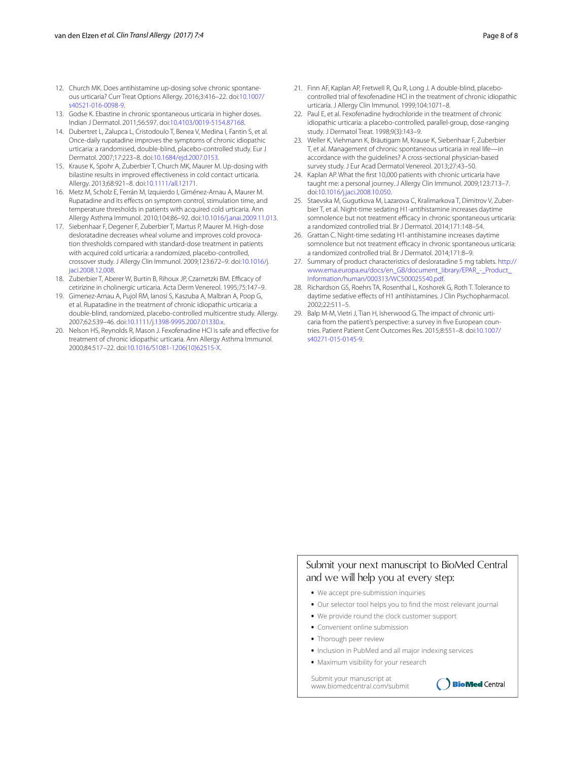12. Church MK. Does antihistamine up-dosing solve chronic spontaneous urticaria? Curr Treat Options Allergy. 2016;3:416–22. doi:10.1007/s40521-016-0098-9.
13. Godse K. Ebastine in chronic spontaneous urticaria in higher doses. Indian J Dermatol. 2011;56:597. doi:10.4103/0019-5154.87168.
14. Dubertret L, Zalupca L, Cristodoulo T, Benea V, Medina I, Fantin S, et al. Once-daily rupatadine improves the symptoms of chronic idiopathic urticaria: a randomised, double-blind, placebo-controlled study. Eur J Dermatol. 2007;17:223–8. doi:10.1684/ejd.2007.0153.
15. Krause K, Spohr A, Zuberbier T, Church MK, Maurer M. Up-dosing with bilastine results in improved effectiveness in cold contact urticaria. Allergy. 2013;68:921–8. doi:10.1111/all.12171.
16. Metz M, Scholz E, Ferrán M, Izquierdo I, Giménez-Arnau A, Maurer M. Rupatadine and its effects on symptom control, stimulation time, and temperature thresholds in patients with acquired cold urticaria. Ann Allergy Asthma Immunol. 2010;104:86–92. doi:10.1016/j.anai.2009.11.013.
17. Siebenhaar F, Degener F, Zuberbier T, Martus P, Maurer M. High-dose desloratadine decreases wheal volume and improves cold provocation thresholds compared with standard-dose treatment in patients with acquired cold urticaria: a randomized, placebo-controlled, crossover study. J Allergy Clin Immunol. 2009;123:672–9. doi:10.1016/j.jaci.2008.12.008.
18. Zuberbier T, Aberer W, Burtin B, Rihoux JP, Czarnetzki BM. Efficacy of cetirizine in cholinergic urticaria. Acta Derm Venereol. 1995;75:147–9.
19. Gimenez-Arnau A, Pujol RM, Ianosi S, Kaszuba A, Malbran A, Poop G, et al. Rupatadine in the treatment of chronic idiopathic urticaria: a double-blind, randomized, placebo-controlled multicentre study. Allergy. 2007;62:539–46. doi:10.1111/j.1398-9995.2007.01330.x.
20. Nelson HS, Reynolds R, Mason J. Fexofenadine HCl is safe and effective for treatment of chronic idiopathic urticaria. Ann Allergy Asthma Immunol. 2000;84:517–22. doi:10.1016/S1081-1206(10)62515-X.
21. Finn AF, Kaplan AP, Fretwell R, Qu R, Long J. A double-blind, placebo-controlled trial of fexofenadine HCl in the treatment of chronic idiopathic urticaria. J Allergy Clin Immunol. 1999;104:1071–8.
22. Paul E, et al. Fexofenadine hydrochloride in the treatment of chronic idiopathic urticaria: a placebo-controlled, parallel-group, dose-ranging study. J Dermatol Treat. 1998;9(3):143–9.
23. Weller K, Viehmann K, Bräutigam M, Krause K, Siebenhaar F, Zuberbier T, et al. Management of chronic spontaneous urticaria in real life—in accordance with the guidelines? A cross-sectional physician-based survey study. J Eur Acad Dermatol Venereol. 2013;27:43–50.
24. Kaplan AP. What the first 10,000 patients with chronic urticaria have taught me: a personal journey. J Allergy Clin Immunol. 2009;123:713–7. doi:10.1016/j.jaci.2008.10.050.
25. Staevska M, Gugutkova M, Lazarova C, Kralimarkova T, Dimitrov V, Zuberbier T, et al. Night-time sedating H1-antihistamine increases daytime somnolence but not treatment efficacy in chronic spontaneous urticaria: a randomized controlled trial. Br J Dermatol. 2014;171:148–54.
26. Grattan C. Night-time sedating H1-antihistamine increases daytime somnolence but not treatment efficacy in chronic spontaneous urticaria: a randomized controlled trial. Br J Dermatol. 2014;171:8–9.
27. Summary of product characteristics of desloratadine 5 mg tablets. http://www.ema.europa.eu/docs/en_GB/document_library/EPAR_-_Product_Information/human/000313/WC500025540.pdf.
28. Richardson GS, Roehrs TA, Rosenthal L, Koshorek G, Roth T. Tolerance to daytime sedative effects of H1 antihistamines. J Clin Psychopharmacol. 2002;22:511–5.
29. Balp M-M, Vietri J, Tian H, Isherwood G. The impact of chronic urticaria from the patient's perspective: a survey in five European countries. Patient Patient Cent Outcomes Res. 2015;8:551–8. doi:10.1007/s40271-015-0145-9.

Submit your next manuscript to BioMed Central and we will help you at every step:

- We accept pre-submission inquiries
- Our selector tool helps you to find the most relevant journal
- We provide round the clock customer support
- Convenient online submission
- Thorough peer review
- Inclusion in PubMed and all major indexing services
- Maximum visibility for your research

Submit your manuscript at www.biomedcentral.com/submit

BioMed Central